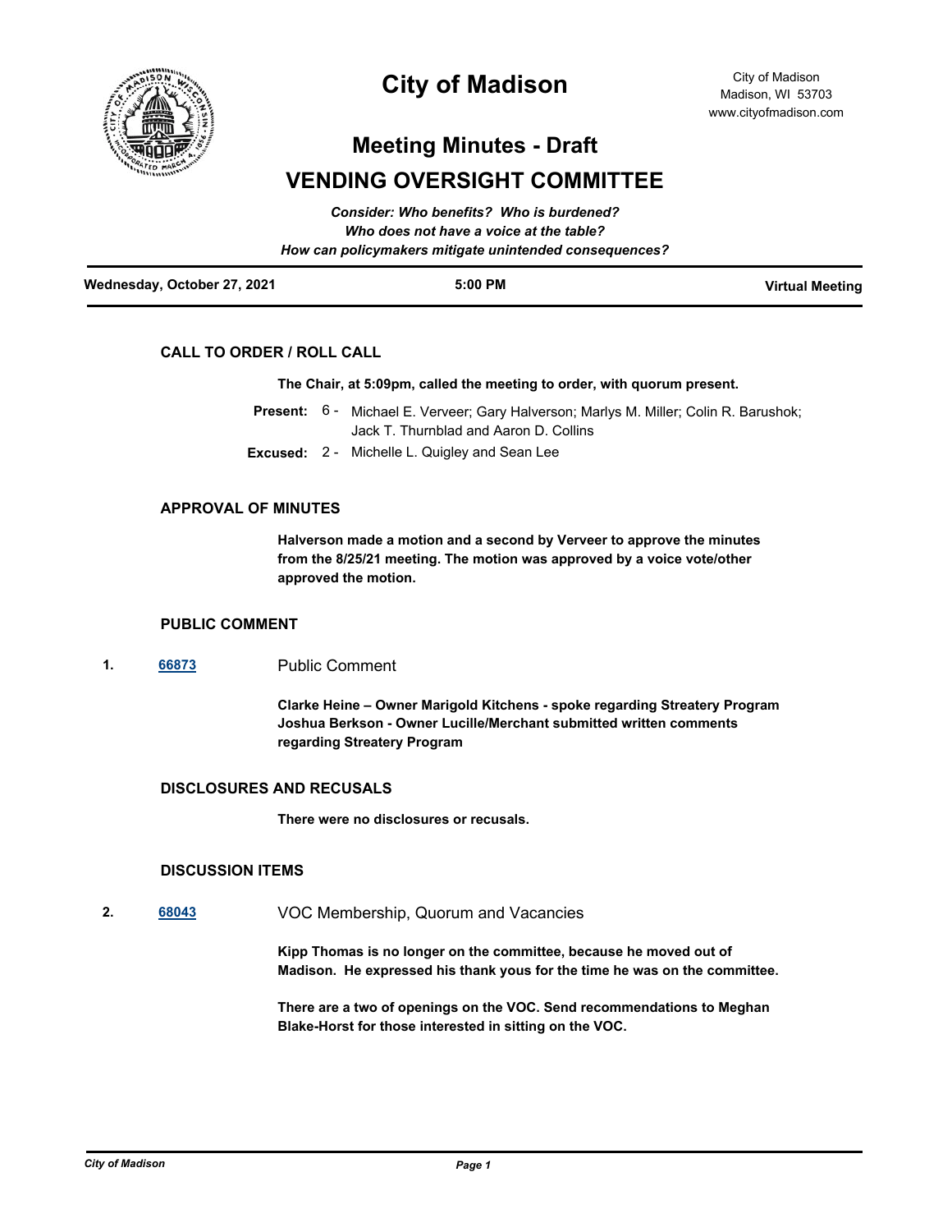# City of Madison

City of Madison
Madison, WI 53703
www.cityofmadison.com

## Meeting Minutes - Draft

## VENDING OVERSIGHT COMMITTEE

***Consider: Who benefits? Who is burdened?***
***Who does not have a voice at the table?***
***How can policymakers mitigate unintended consequences?***

**Wednesday, October 27, 2021** | **5:00 PM** | **Virtual Meeting**

### CALL TO ORDER / ROLL CALL

**The Chair, at 5:09pm, called the meeting to order, with quorum present.**

**Present:** 6 - Michael E. Verveer; Gary Halverson; Marlys M. Miller; Colin R. Barushok; Jack T. Thurnblad and Aaron D. Collins

**Excused:** 2 - Michelle L. Quigley and Sean Lee

### APPROVAL OF MINUTES

**Halverson made a motion and a second by Verveer to approve the minutes from the 8/25/21 meeting. The motion was approved by a voice vote/other approved the motion.**

### PUBLIC COMMENT

**1.** **66873** Public Comment

**Clarke Heine – Owner Marigold Kitchens - spoke regarding Streatery Program**
**Joshua Berkson - Owner Lucille/Merchant submitted written comments regarding Streatery Program**

### DISCLOSURES AND RECUSALS

**There were no disclosures or recusals.**

### DISCUSSION ITEMS

**2.** **68043** VOC Membership, Quorum and Vacancies

**Kipp Thomas is no longer on the committee, because he moved out of Madison. He expressed his thank yous for the time he was on the committee.**

**There are a two of openings on the VOC. Send recommendations to Meghan Blake-Horst for those interested in sitting on the VOC.**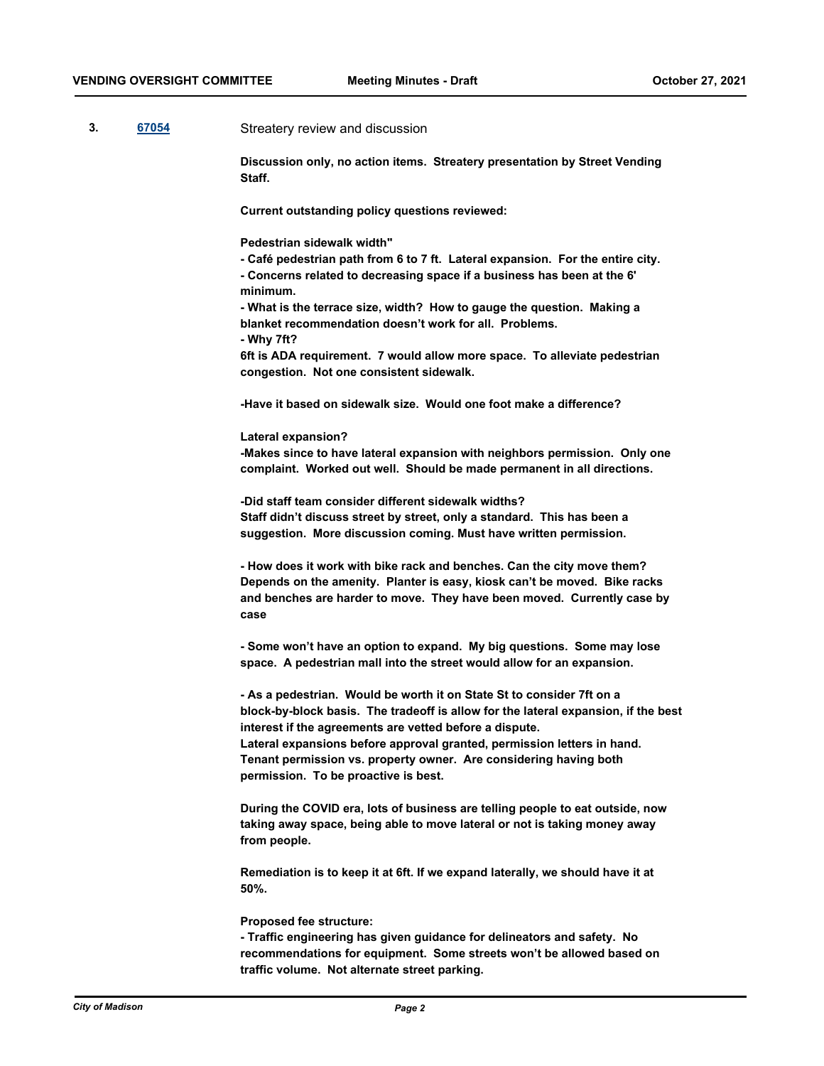**3.** **67054** Streatery review and discussion

**Discussion only, no action items. Streatery presentation by Street Vending Staff.**

**Current outstanding policy questions reviewed:**

**Pedestrian sidewalk width"**
**- Café pedestrian path from 6 to 7 ft. Lateral expansion. For the entire city.**
**- Concerns related to decreasing space if a business has been at the 6' minimum.**
**- What is the terrace size, width? How to gauge the question. Making a blanket recommendation doesn't work for all. Problems.**
**- Why 7ft?**
**6ft is ADA requirement. 7 would allow more space. To alleviate pedestrian congestion. Not one consistent sidewalk.**

**-Have it based on sidewalk size. Would one foot make a difference?**

**Lateral expansion?**
**-Makes since to have lateral expansion with neighbors permission. Only one complaint. Worked out well. Should be made permanent in all directions.**

**-Did staff team consider different sidewalk widths?**
**Staff didn't discuss street by street, only a standard. This has been a suggestion. More discussion coming. Must have written permission.**

**- How does it work with bike rack and benches. Can the city move them? Depends on the amenity. Planter is easy, kiosk can't be moved. Bike racks and benches are harder to move. They have been moved. Currently case by case**

**- Some won't have an option to expand. My big questions. Some may lose space. A pedestrian mall into the street would allow for an expansion.**

**- As a pedestrian. Would be worth it on State St to consider 7ft on a block-by-block basis. The tradeoff is allow for the lateral expansion, if the best interest if the agreements are vetted before a dispute.**
**Lateral expansions before approval granted, permission letters in hand. Tenant permission vs. property owner. Are considering having both permission. To be proactive is best.**

**During the COVID era, lots of business are telling people to eat outside, now taking away space, being able to move lateral or not is taking money away from people.**

**Remediation is to keep it at 6ft. If we expand laterally, we should have it at 50%.**

**Proposed fee structure:**
**- Traffic engineering has given guidance for delineators and safety. No recommendations for equipment. Some streets won't be allowed based on traffic volume. Not alternate street parking.**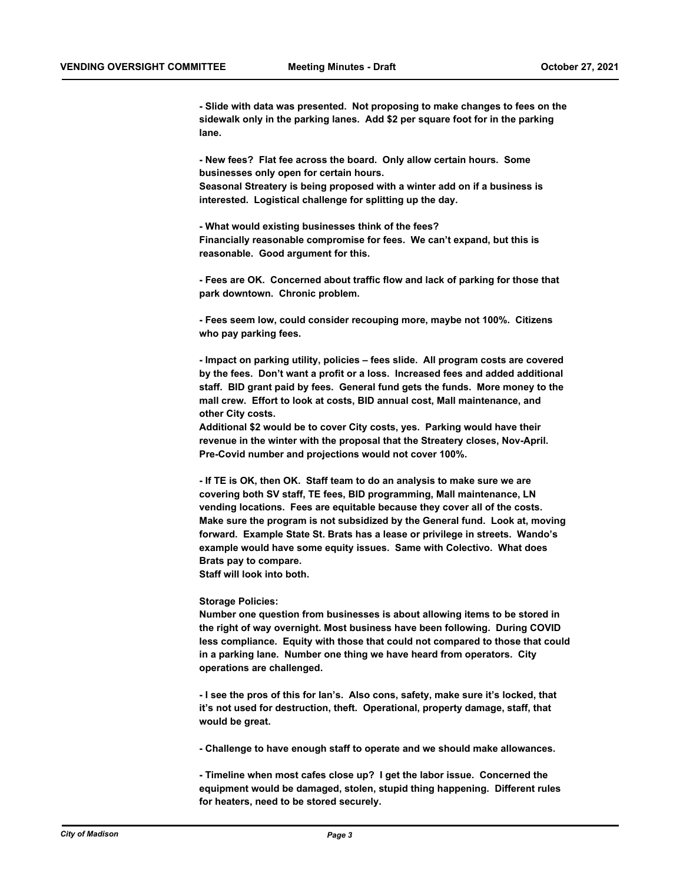**- Slide with data was presented. Not proposing to make changes to fees on the sidewalk only in the parking lanes. Add $2 per square foot for in the parking lane.**

**- New fees? Flat fee across the board. Only allow certain hours. Some businesses only open for certain hours.**
**Seasonal Streatery is being proposed with a winter add on if a business is interested. Logistical challenge for splitting up the day.**

**- What would existing businesses think of the fees?**
**Financially reasonable compromise for fees. We can't expand, but this is reasonable. Good argument for this.**

**- Fees are OK. Concerned about traffic flow and lack of parking for those that park downtown. Chronic problem.**

**- Fees seem low, could consider recouping more, maybe not 100%. Citizens who pay parking fees.**

**- Impact on parking utility, policies – fees slide. All program costs are covered by the fees. Don't want a profit or a loss. Increased fees and added additional staff. BID grant paid by fees. General fund gets the funds. More money to the mall crew. Effort to look at costs, BID annual cost, Mall maintenance, and other City costs.**
**Additional $2 would be to cover City costs, yes. Parking would have their revenue in the winter with the proposal that the Streatery closes, Nov-April. Pre-Covid number and projections would not cover 100%.**

**- If TE is OK, then OK. Staff team to do an analysis to make sure we are covering both SV staff, TE fees, BID programming, Mall maintenance, LN vending locations. Fees are equitable because they cover all of the costs. Make sure the program is not subsidized by the General fund. Look at, moving forward. Example State St. Brats has a lease or privilege in streets. Wando's example would have some equity issues. Same with Colectivo. What does Brats pay to compare.**
**Staff will look into both.**

**Storage Policies:**
**Number one question from businesses is about allowing items to be stored in the right of way overnight. Most business have been following. During COVID less compliance. Equity with those that could not compared to those that could in a parking lane. Number one thing we have heard from operators. City operations are challenged.**

**- I see the pros of this for Ian's. Also cons, safety, make sure it's locked, that it's not used for destruction, theft. Operational, property damage, staff, that would be great.**

**- Challenge to have enough staff to operate and we should make allowances.**

**- Timeline when most cafes close up? I get the labor issue. Concerned the equipment would be damaged, stolen, stupid thing happening. Different rules for heaters, need to be stored securely.**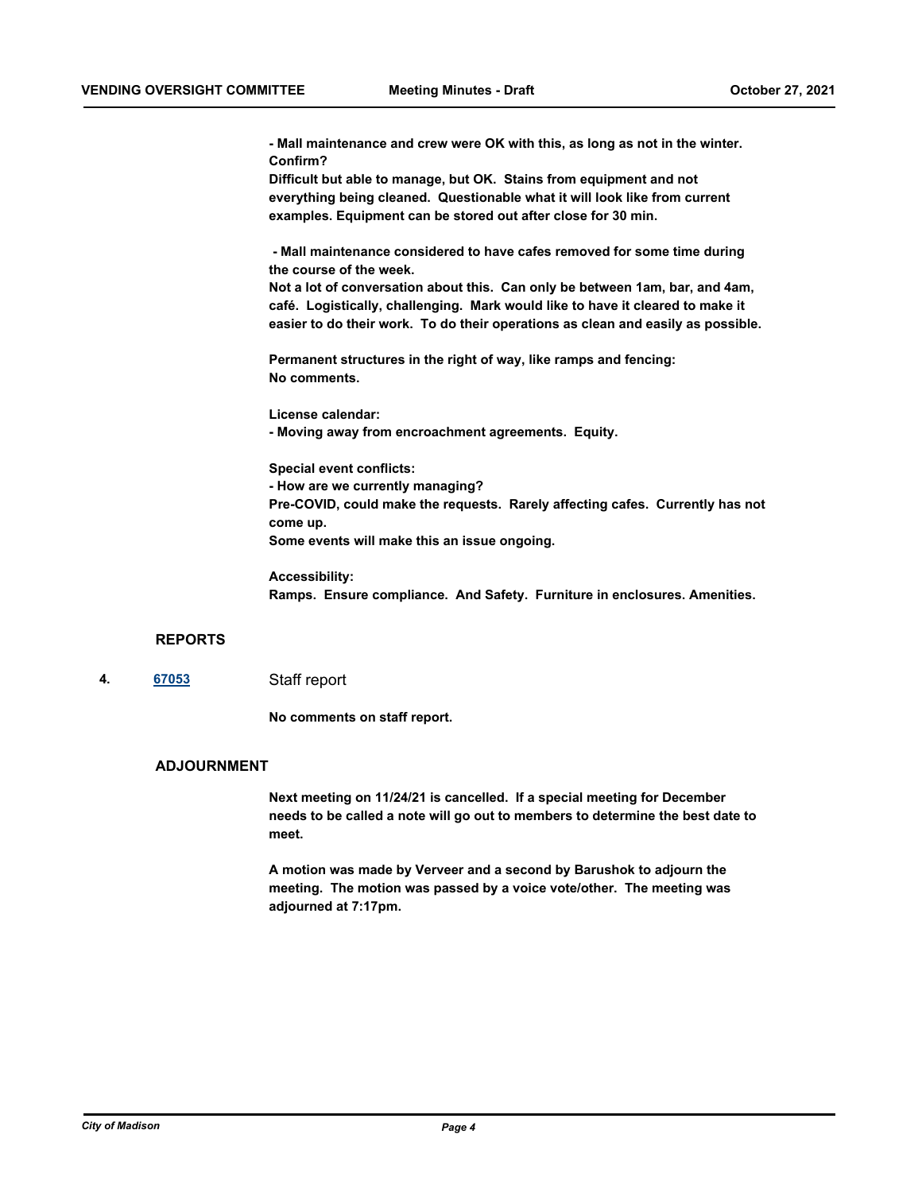**- Mall maintenance and crew were OK with this, as long as not in the winter. Confirm?**
**Difficult but able to manage, but OK. Stains from equipment and not everything being cleaned. Questionable what it will look like from current examples. Equipment can be stored out after close for 30 min.**

**- Mall maintenance considered to have cafes removed for some time during the course of the week.**
**Not a lot of conversation about this. Can only be between 1am, bar, and 4am, café. Logistically, challenging. Mark would like to have it cleared to make it easier to do their work. To do their operations as clean and easily as possible.**

**Permanent structures in the right of way, like ramps and fencing:**
**No comments.**

**License calendar:**
**- Moving away from encroachment agreements. Equity.**

**Special event conflicts:**
**- How are we currently managing?**
**Pre-COVID, could make the requests. Rarely affecting cafes. Currently has not come up.**
**Some events will make this an issue ongoing.**

**Accessibility:**
**Ramps. Ensure compliance. And Safety. Furniture in enclosures. Amenities.**

## REPORTS

**4.** **67053** Staff report

**No comments on staff report.**

## ADJOURNMENT

**Next meeting on 11/24/21 is cancelled. If a special meeting for December needs to be called a note will go out to members to determine the best date to meet.**

**A motion was made by Verveer and a second by Barushok to adjourn the meeting. The motion was passed by a voice vote/other. The meeting was adjourned at 7:17pm.**